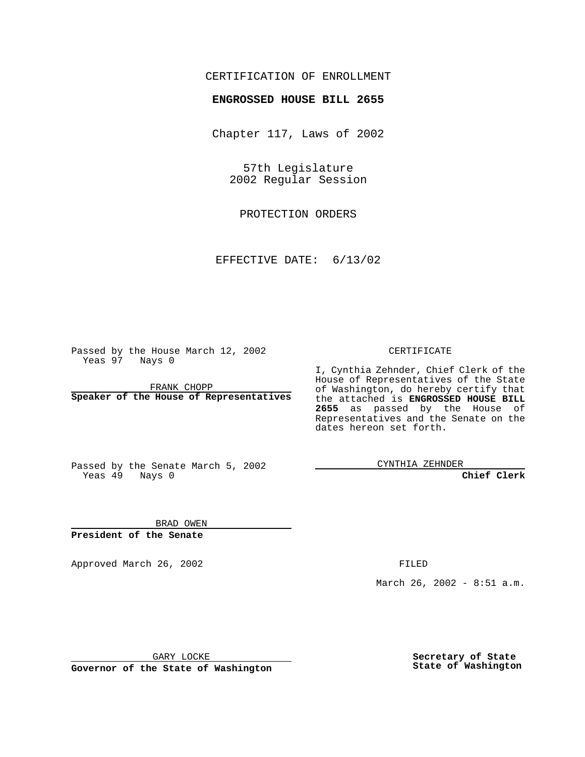CERTIFICATION OF ENROLLMENT

**ENGROSSED HOUSE BILL 2655**

Chapter 117, Laws of 2002

57th Legislature
2002 Regular Session

PROTECTION ORDERS

EFFECTIVE DATE: 6/13/02

Passed by the House March 12, 2002
Yeas 97 Nays 0

FRANK CHOPP
**Speaker of the House of Representatives**

Passed by the Senate March 5, 2002
Yeas 49 Nays 0

BRAD OWEN
**President of the Senate**

Approved March 26, 2002

GARY LOCKE
**Governor of the State of Washington**

CERTIFICATE

I, Cynthia Zehnder, Chief Clerk of the House of Representatives of the State of Washington, do hereby certify that the attached is **ENGROSSED HOUSE BILL 2655** as passed by the House of Representatives and the Senate on the dates hereon set forth.

CYNTHIA ZEHNDER
**Chief Clerk**

FILED

March 26, 2002 - 8:51 a.m.

**Secretary of State**
**State of Washington**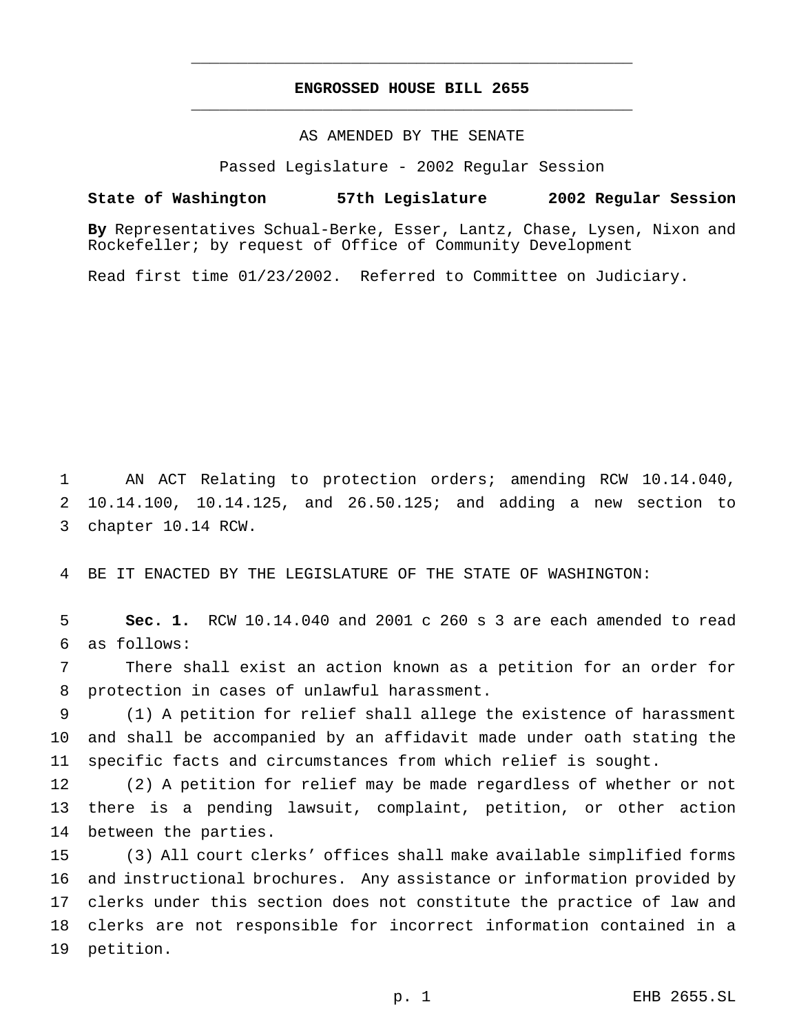# ENGROSSED HOUSE BILL 2655

AS AMENDED BY THE SENATE

Passed Legislature - 2002 Regular Session

**State of Washington 57th Legislature 2002 Regular Session**

**By** Representatives Schual-Berke, Esser, Lantz, Chase, Lysen, Nixon and Rockefeller; by request of Office of Community Development

Read first time 01/23/2002. Referred to Committee on Judiciary.

AN ACT Relating to protection orders; amending RCW 10.14.040, 10.14.100, 10.14.125, and 26.50.125; and adding a new section to chapter 10.14 RCW.

BE IT ENACTED BY THE LEGISLATURE OF THE STATE OF WASHINGTON:

**Sec. 1.** RCW 10.14.040 and 2001 c 260 s 3 are each amended to read as follows:

There shall exist an action known as a petition for an order for protection in cases of unlawful harassment.

(1) A petition for relief shall allege the existence of harassment and shall be accompanied by an affidavit made under oath stating the specific facts and circumstances from which relief is sought.

(2) A petition for relief may be made regardless of whether or not there is a pending lawsuit, complaint, petition, or other action between the parties.

(3) All court clerks' offices shall make available simplified forms and instructional brochures. Any assistance or information provided by clerks under this section does not constitute the practice of law and clerks are not responsible for incorrect information contained in a petition.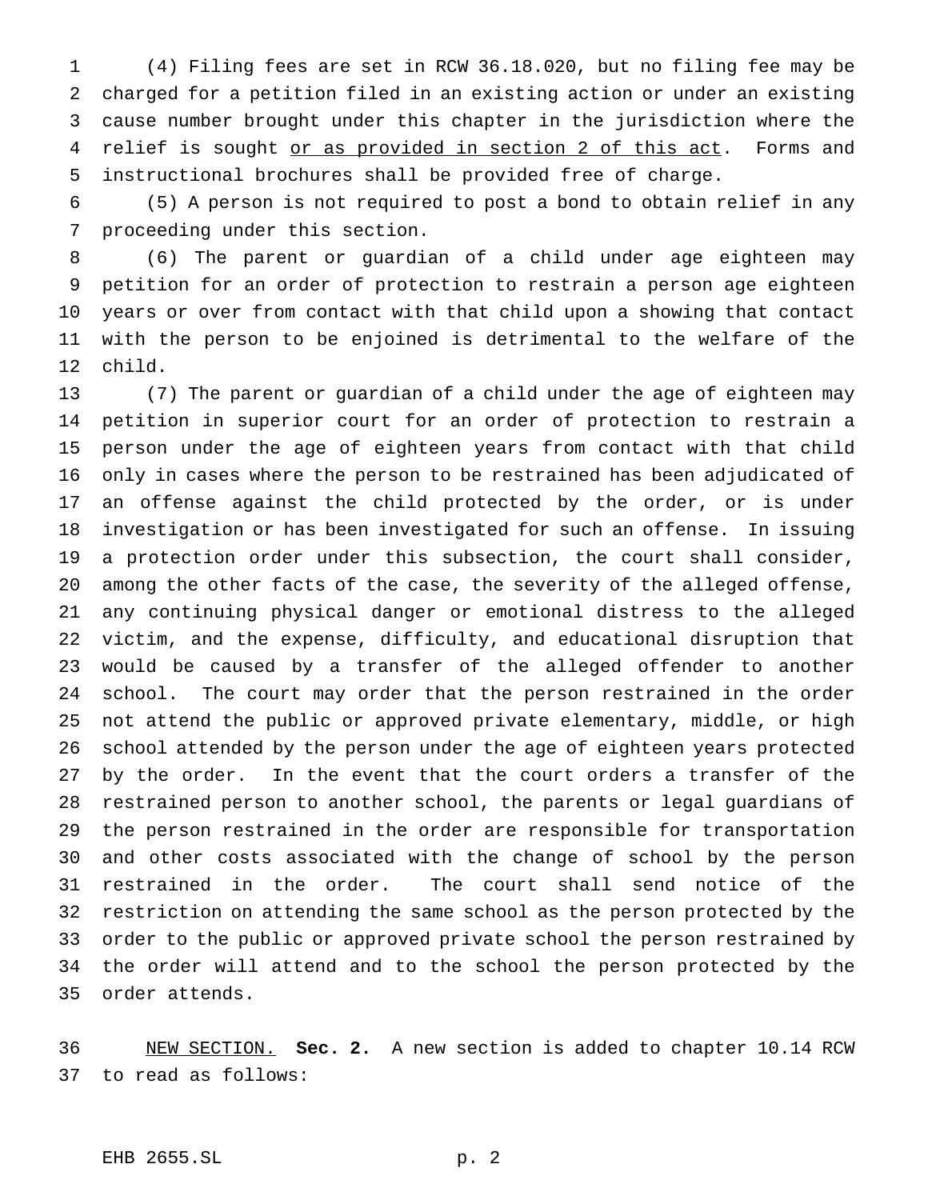(4) Filing fees are set in RCW 36.18.020, but no filing fee may be charged for a petition filed in an existing action or under an existing cause number brought under this chapter in the jurisdiction where the relief is sought <u>or as provided in section 2 of this act</u>. Forms and instructional brochures shall be provided free of charge.

(5) A person is not required to post a bond to obtain relief in any proceeding under this section.

(6) The parent or guardian of a child under age eighteen may petition for an order of protection to restrain a person age eighteen years or over from contact with that child upon a showing that contact with the person to be enjoined is detrimental to the welfare of the child.

(7) The parent or guardian of a child under the age of eighteen may petition in superior court for an order of protection to restrain a person under the age of eighteen years from contact with that child only in cases where the person to be restrained has been adjudicated of an offense against the child protected by the order, or is under investigation or has been investigated for such an offense. In issuing a protection order under this subsection, the court shall consider, among the other facts of the case, the severity of the alleged offense, any continuing physical danger or emotional distress to the alleged victim, and the expense, difficulty, and educational disruption that would be caused by a transfer of the alleged offender to another school. The court may order that the person restrained in the order not attend the public or approved private elementary, middle, or high school attended by the person under the age of eighteen years protected by the order. In the event that the court orders a transfer of the restrained person to another school, the parents or legal guardians of the person restrained in the order are responsible for transportation and other costs associated with the change of school by the person restrained in the order. The court shall send notice of the restriction on attending the same school as the person protected by the order to the public or approved private school the person restrained by the order will attend and to the school the person protected by the order attends.

<u>NEW SECTION.</u> **Sec. 2.** A new section is added to chapter 10.14 RCW to read as follows: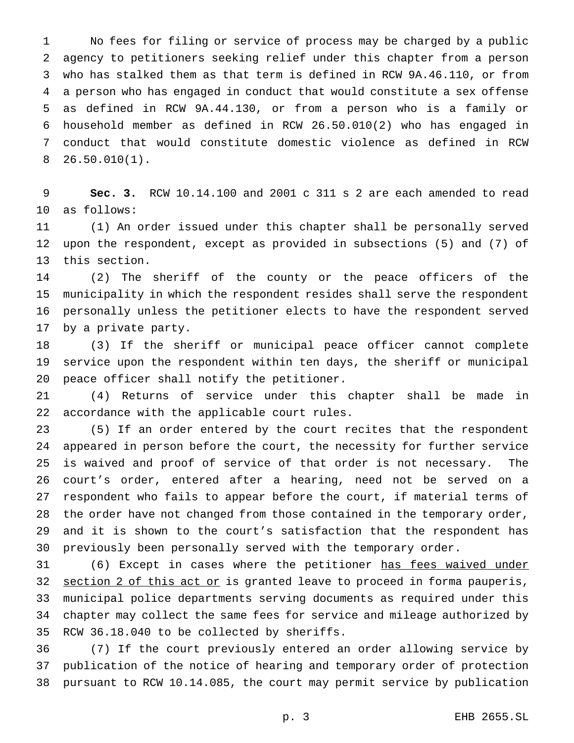No fees for filing or service of process may be charged by a public agency to petitioners seeking relief under this chapter from a person who has stalked them as that term is defined in RCW 9A.46.110, or from a person who has engaged in conduct that would constitute a sex offense as defined in RCW 9A.44.130, or from a person who is a family or household member as defined in RCW 26.50.010(2) who has engaged in conduct that would constitute domestic violence as defined in RCW 26.50.010(1).

**Sec. 3.** RCW 10.14.100 and 2001 c 311 s 2 are each amended to read as follows:

(1) An order issued under this chapter shall be personally served upon the respondent, except as provided in subsections (5) and (7) of this section.

(2) The sheriff of the county or the peace officers of the municipality in which the respondent resides shall serve the respondent personally unless the petitioner elects to have the respondent served by a private party.

(3) If the sheriff or municipal peace officer cannot complete service upon the respondent within ten days, the sheriff or municipal peace officer shall notify the petitioner.

(4) Returns of service under this chapter shall be made in accordance with the applicable court rules.

(5) If an order entered by the court recites that the respondent appeared in person before the court, the necessity for further service is waived and proof of service of that order is not necessary. The court's order, entered after a hearing, need not be served on a respondent who fails to appear before the court, if material terms of the order have not changed from those contained in the temporary order, and it is shown to the court's satisfaction that the respondent has previously been personally served with the temporary order.

(6) Except in cases where the petitioner <u>has fees waived under section 2 of this act or</u> is granted leave to proceed in forma pauperis, municipal police departments serving documents as required under this chapter may collect the same fees for service and mileage authorized by RCW 36.18.040 to be collected by sheriffs.

(7) If the court previously entered an order allowing service by publication of the notice of hearing and temporary order of protection pursuant to RCW 10.14.085, the court may permit service by publication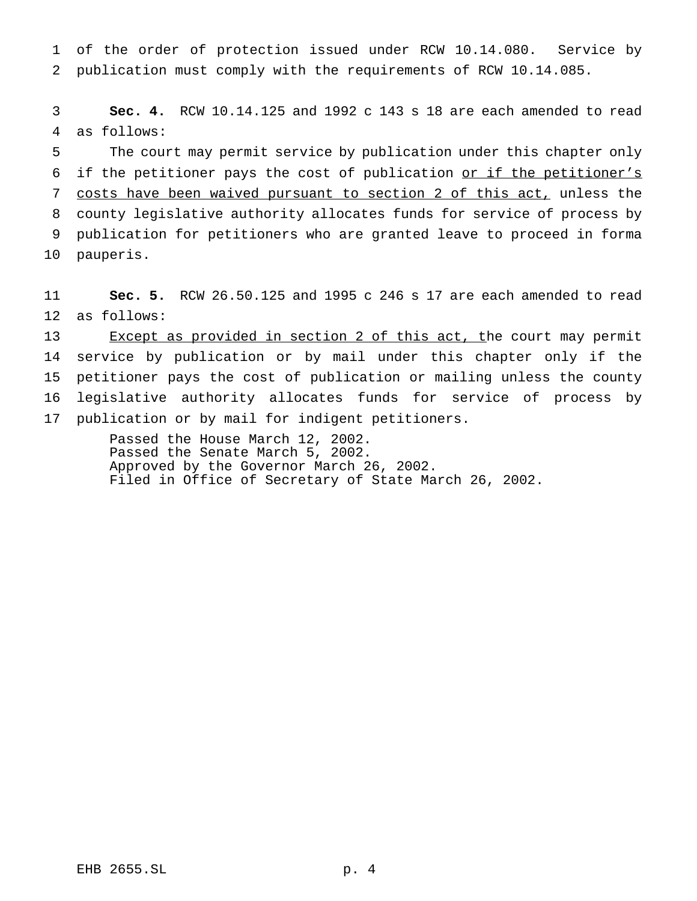of the order of protection issued under RCW 10.14.080. Service by publication must comply with the requirements of RCW 10.14.085.

**Sec. 4.** RCW 10.14.125 and 1992 c 143 s 18 are each amended to read as follows:

The court may permit service by publication under this chapter only if the petitioner pays the cost of publication <u>or if the petitioner's costs have been waived pursuant to section 2 of this act,</u> unless the county legislative authority allocates funds for service of process by publication for petitioners who are granted leave to proceed in forma pauperis.

**Sec. 5.** RCW 26.50.125 and 1995 c 246 s 17 are each amended to read as follows:

<u>Except as provided in section 2 of this act, t</u>he court may permit service by publication or by mail under this chapter only if the petitioner pays the cost of publication or mailing unless the county legislative authority allocates funds for service of process by publication or by mail for indigent petitioners.

Passed the House March 12, 2002.
Passed the Senate March 5, 2002.
Approved by the Governor March 26, 2002.
Filed in Office of Secretary of State March 26, 2002.